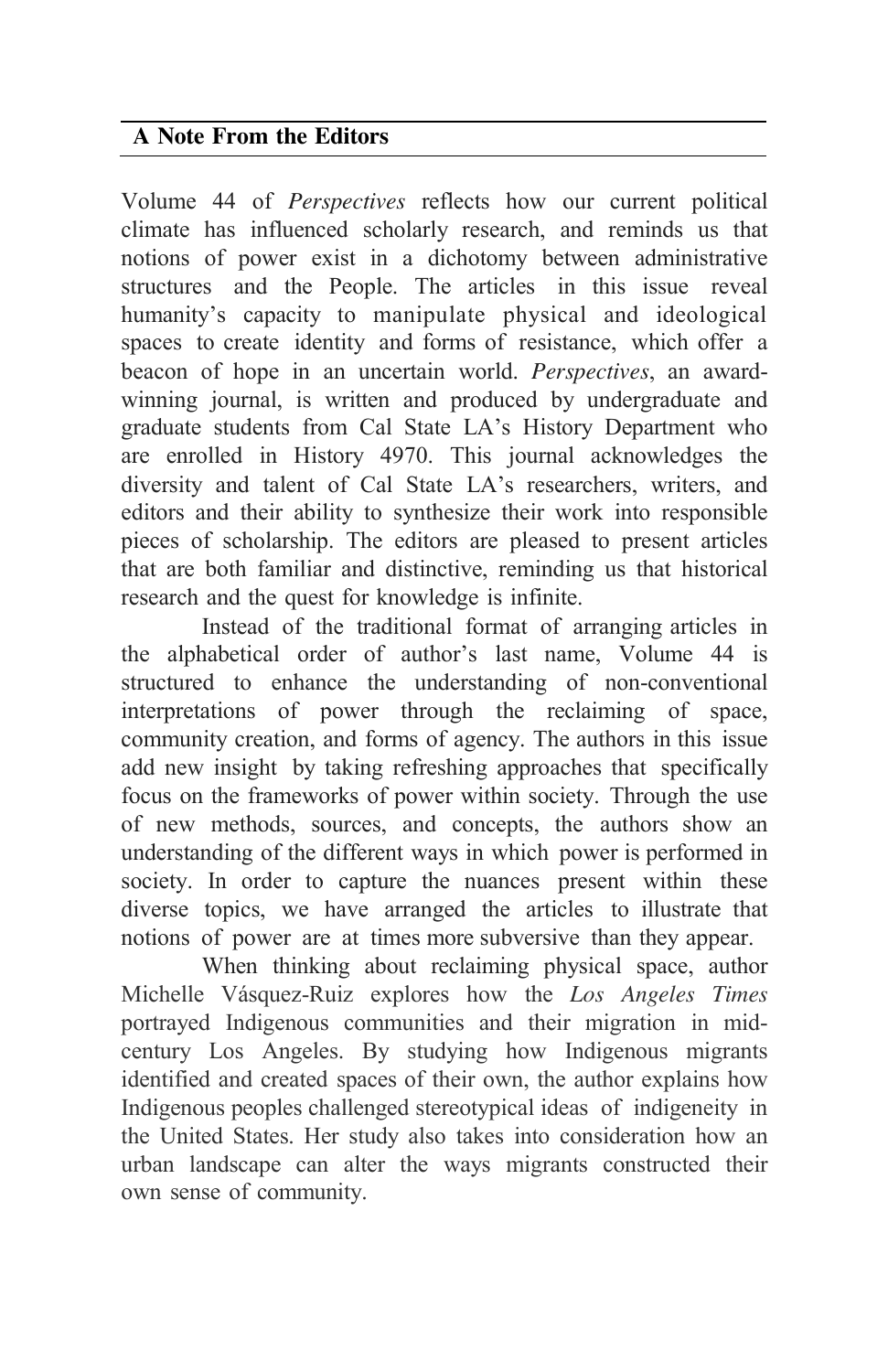## A Note From the Editors

Volume 44 of *Perspectives* reflects how our current political climate has influenced scholarly research, and reminds us that notions of power exist in a dichotomy between administrative structures and the People. The articles in this issue reveal humanity's capacity to manipulate physical and ideological spaces to create identity and forms of resistance, which offer a beacon of hope in an uncertain world. *Perspectives*, an award-winning journal, is written and produced by undergraduate and graduate students from Cal State LA's History Department who are enrolled in History 4970. This journal acknowledges the diversity and talent of Cal State LA's researchers, writers, and editors and their ability to synthesize their work into responsible pieces of scholarship. The editors are pleased to present articles that are both familiar and distinctive, reminding us that historical research and the quest for knowledge is infinite.

Instead of the traditional format of arranging articles in the alphabetical order of author's last name, Volume 44 is structured to enhance the understanding of non-conventional interpretations of power through the reclaiming of space, community creation, and forms of agency. The authors in this issue add new insight by taking refreshing approaches that specifically focus on the frameworks of power within society. Through the use of new methods, sources, and concepts, the authors show an understanding of the different ways in which power is performed in society. In order to capture the nuances present within these diverse topics, we have arranged the articles to illustrate that notions of power are at times more subversive than they appear.

When thinking about reclaiming physical space, author Michelle Vásquez-Ruiz explores how the *Los Angeles Times* portrayed Indigenous communities and their migration in mid-century Los Angeles. By studying how Indigenous migrants identified and created spaces of their own, the author explains how Indigenous peoples challenged stereotypical ideas of indigeneity in the United States. Her study also takes into consideration how an urban landscape can alter the ways migrants constructed their own sense of community.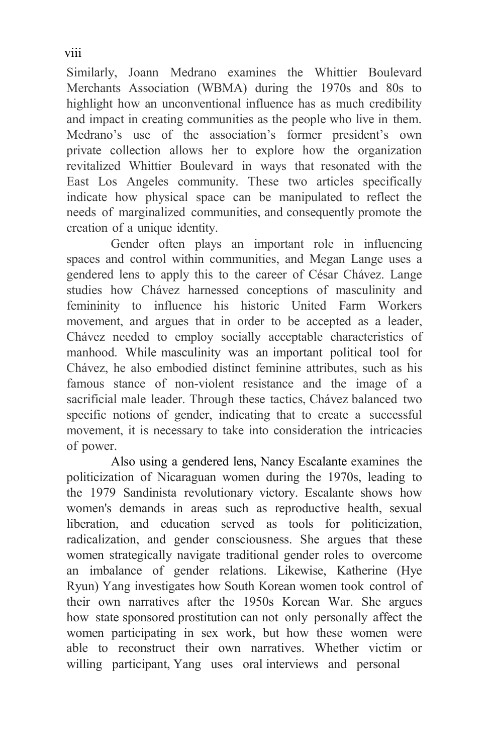Similarly, Joann Medrano examines the Whittier Boulevard Merchants Association (WBMA) during the 1970s and 80s to highlight how an unconventional influence has as much credibility and impact in creating communities as the people who live in them. Medrano's use of the association's former president's own private collection allows her to explore how the organization revitalized Whittier Boulevard in ways that resonated with the East Los Angeles community. These two articles specifically indicate how physical space can be manipulated to reflect the needs of marginalized communities, and consequently promote the creation of a unique identity.

Gender often plays an important role in influencing spaces and control within communities, and Megan Lange uses a gendered lens to apply this to the career of César Chávez. Lange studies how Chávez harnessed conceptions of masculinity and femininity to influence his historic United Farm Workers movement, and argues that in order to be accepted as a leader, Chávez needed to employ socially acceptable characteristics of manhood. While masculinity was an important political tool for Chávez, he also embodied distinct feminine attributes, such as his famous stance of non-violent resistance and the image of a sacrificial male leader. Through these tactics, Chávez balanced two specific notions of gender, indicating that to create a successful movement, it is necessary to take into consideration the intricacies of power.

Also using a gendered lens, Nancy Escalante examines the politicization of Nicaraguan women during the 1970s, leading to the 1979 Sandinista revolutionary victory. Escalante shows how women's demands in areas such as reproductive health, sexual liberation, and education served as tools for politicization, radicalization, and gender consciousness. She argues that these women strategically navigate traditional gender roles to overcome an imbalance of gender relations. Likewise, Katherine (Hye Ryun) Yang investigates how South Korean women took control of their own narratives after the 1950s Korean War. She argues how state sponsored prostitution can not only personally affect the women participating in sex work, but how these women were able to reconstruct their own narratives. Whether victim or willing participant, Yang uses oral interviews and personal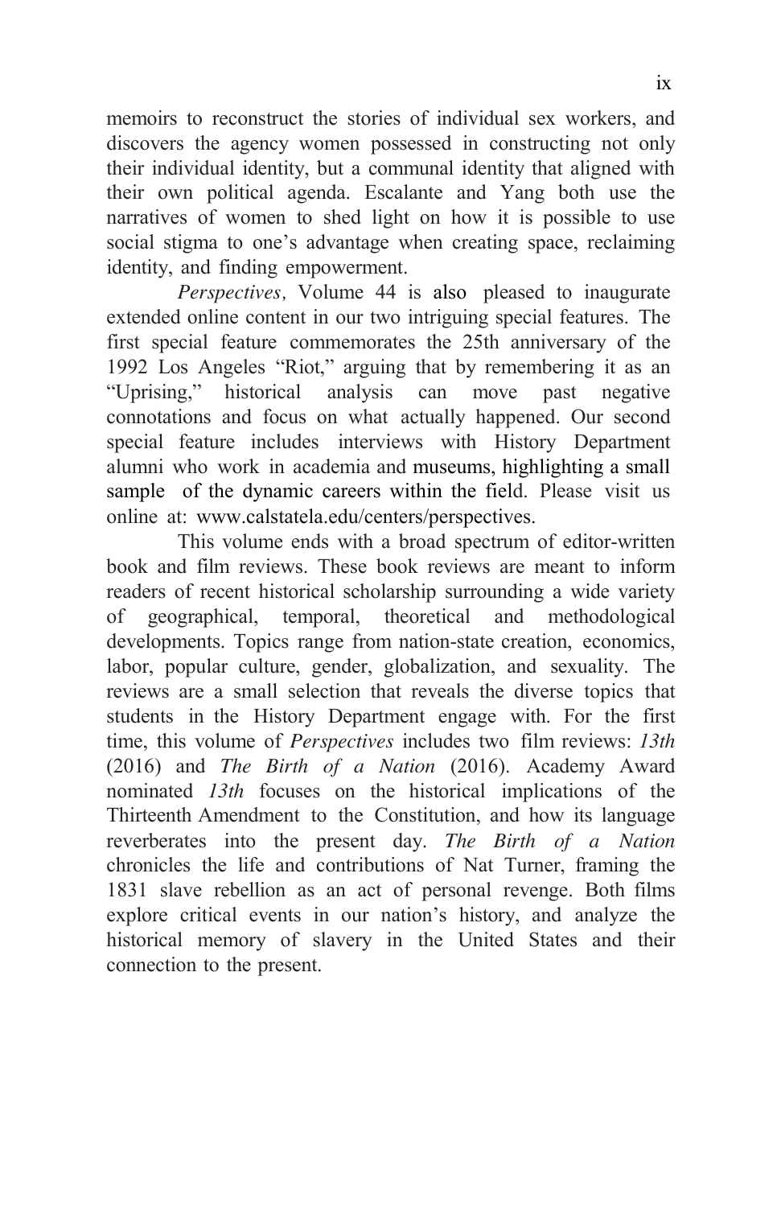memoirs to reconstruct the stories of individual sex workers, and discovers the agency women possessed in constructing not only their individual identity, but a communal identity that aligned with their own political agenda. Escalante and Yang both use the narratives of women to shed light on how it is possible to use social stigma to one's advantage when creating space, reclaiming identity, and finding empowerment.

*Perspectives,* Volume 44 is also pleased to inaugurate extended online content in our two intriguing special features. The first special feature commemorates the 25th anniversary of the 1992 Los Angeles "Riot," arguing that by remembering it as an "Uprising," historical analysis can move past negative connotations and focus on what actually happened. Our second special feature includes interviews with History Department alumni who work in academia and museums, highlighting a small sample of the dynamic careers within the field. Please visit us online at: www.calstatela.edu/centers/perspectives.

This volume ends with a broad spectrum of editor-written book and film reviews. These book reviews are meant to inform readers of recent historical scholarship surrounding a wide variety of geographical, temporal, theoretical and methodological developments. Topics range from nation-state creation, economics, labor, popular culture, gender, globalization, and sexuality. The reviews are a small selection that reveals the diverse topics that students in the History Department engage with. For the first time, this volume of *Perspectives* includes two film reviews: *13th* (2016) and *The Birth of a Nation* (2016). Academy Award nominated *13th* focuses on the historical implications of the Thirteenth Amendment to the Constitution, and how its language reverberates into the present day. *The Birth of a Nation* chronicles the life and contributions of Nat Turner, framing the 1831 slave rebellion as an act of personal revenge. Both films explore critical events in our nation's history, and analyze the historical memory of slavery in the United States and their connection to the present.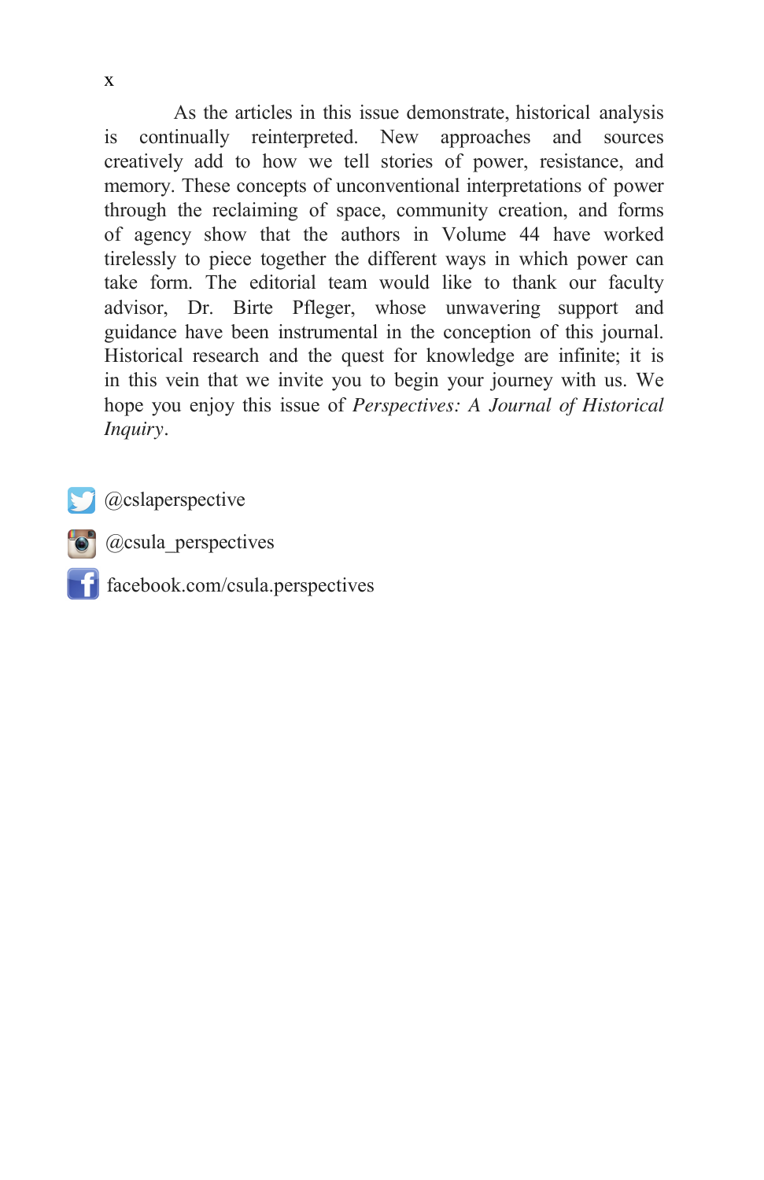As the articles in this issue demonstrate, historical analysis is continually reinterpreted. New approaches and sources creatively add to how we tell stories of power, resistance, and memory. These concepts of unconventional interpretations of power through the reclaiming of space, community creation, and forms of agency show that the authors in Volume 44 have worked tirelessly to piece together the different ways in which power can take form. The editorial team would like to thank our faculty advisor, Dr. Birte Pfleger, whose unwavering support and guidance have been instrumental in the conception of this journal. Historical research and the quest for knowledge are infinite; it is in this vein that we invite you to begin your journey with us. We hope you enjoy this issue of *Perspectives: A Journal of Historical Inquiry*.

@cslaperspective

@csula_perspectives

facebook.com/csula.perspectives